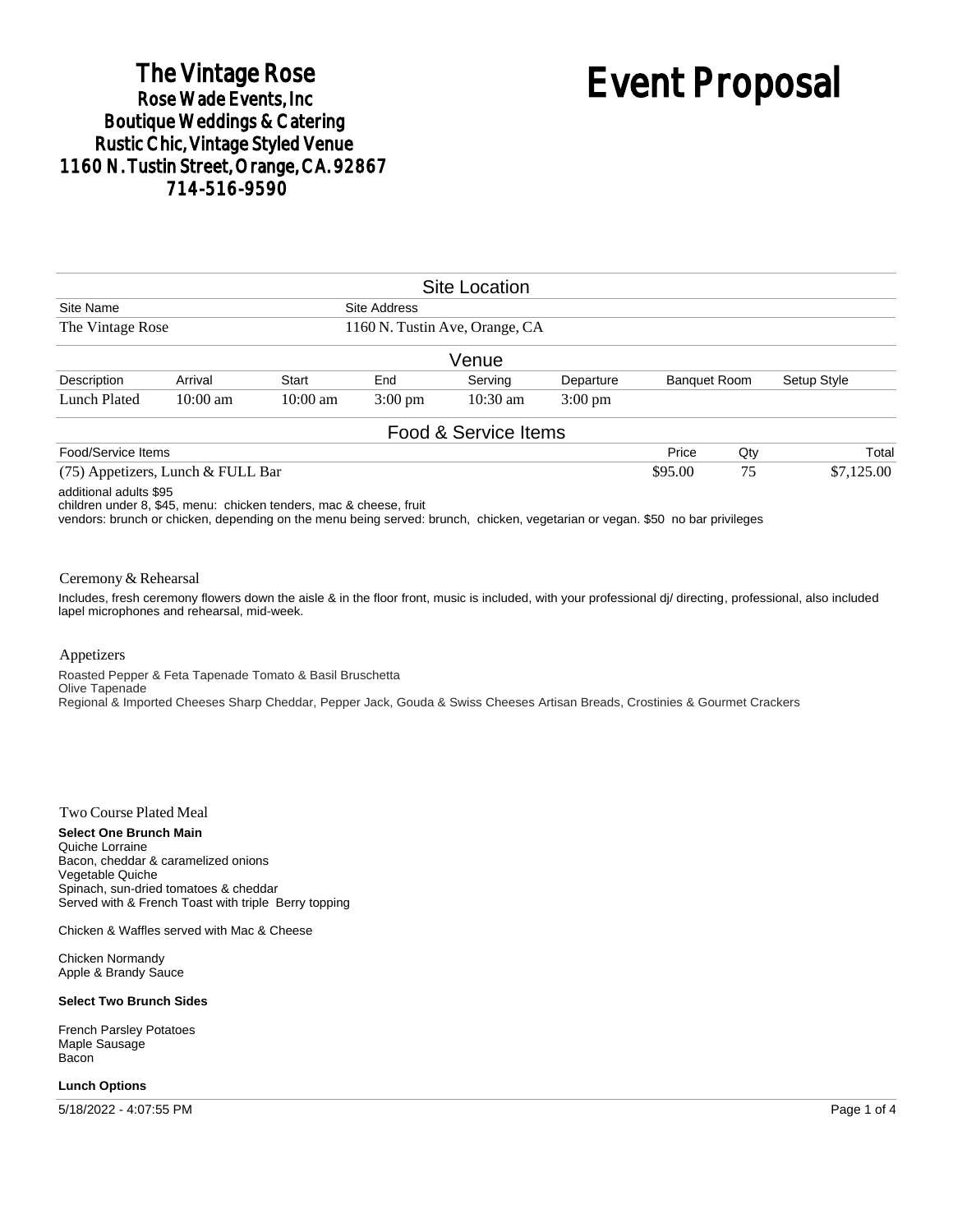**The Vintage Rose**
**Rose Wade Events, Inc**
**Boutique Weddings & Catering**
**Rustic Chic, Vintage Styled Venue**
**1160 N. Tustin Street, Orange, CA. 92867**
**714-516-9590**

# Event Proposal

## Site Location

| Site Name | Site Address |
|---|---|
| The Vintage Rose | 1160 N. Tustin Ave, Orange, CA |

## Venue

| Description | Arrival | Start | End | Serving | Departure | Banquet Room | Setup Style |
|---|---|---|---|---|---|---|---|
| Lunch Plated | 10:00 am | 10:00 am | 3:00 pm | 10:30 am | 3:00 pm | | |

## Food & Service Items

| Food/Service Items | Price | Qty | Total |
|---|---|---|---|
| (75) Appetizers, Lunch & FULL Bar | $95.00 | 75 | $7,125.00 |

additional adults $95
children under 8, $45, menu: chicken tenders, mac & cheese, fruit
vendors: brunch or chicken, depending on the menu being served: brunch, chicken, vegetarian or vegan. $50 no bar privileges

### Ceremony & Rehearsal

Includes, fresh ceremony flowers down the aisle & in the floor front, music is included, with your professional dj/ directing, professional, also included lapel microphones and rehearsal, mid-week.

### Appetizers

Roasted Pepper & Feta Tapenade Tomato & Basil Bruschetta
Olive Tapenade
Regional & Imported Cheeses Sharp Cheddar, Pepper Jack, Gouda & Swiss Cheeses Artisan Breads, Crostinies & Gourmet Crackers

### Two Course Plated Meal

**Select One Brunch Main**
Quiche Lorraine
Bacon, cheddar & caramelized onions
Vegetable Quiche
Spinach, sun-dried tomatoes & cheddar
Served with & French Toast with triple Berry topping

Chicken & Waffles served with Mac & Cheese

Chicken Normandy
Apple & Brandy Sauce

**Select Two Brunch Sides**

French Parsley Potatoes
Maple Sausage
Bacon

**Lunch Options**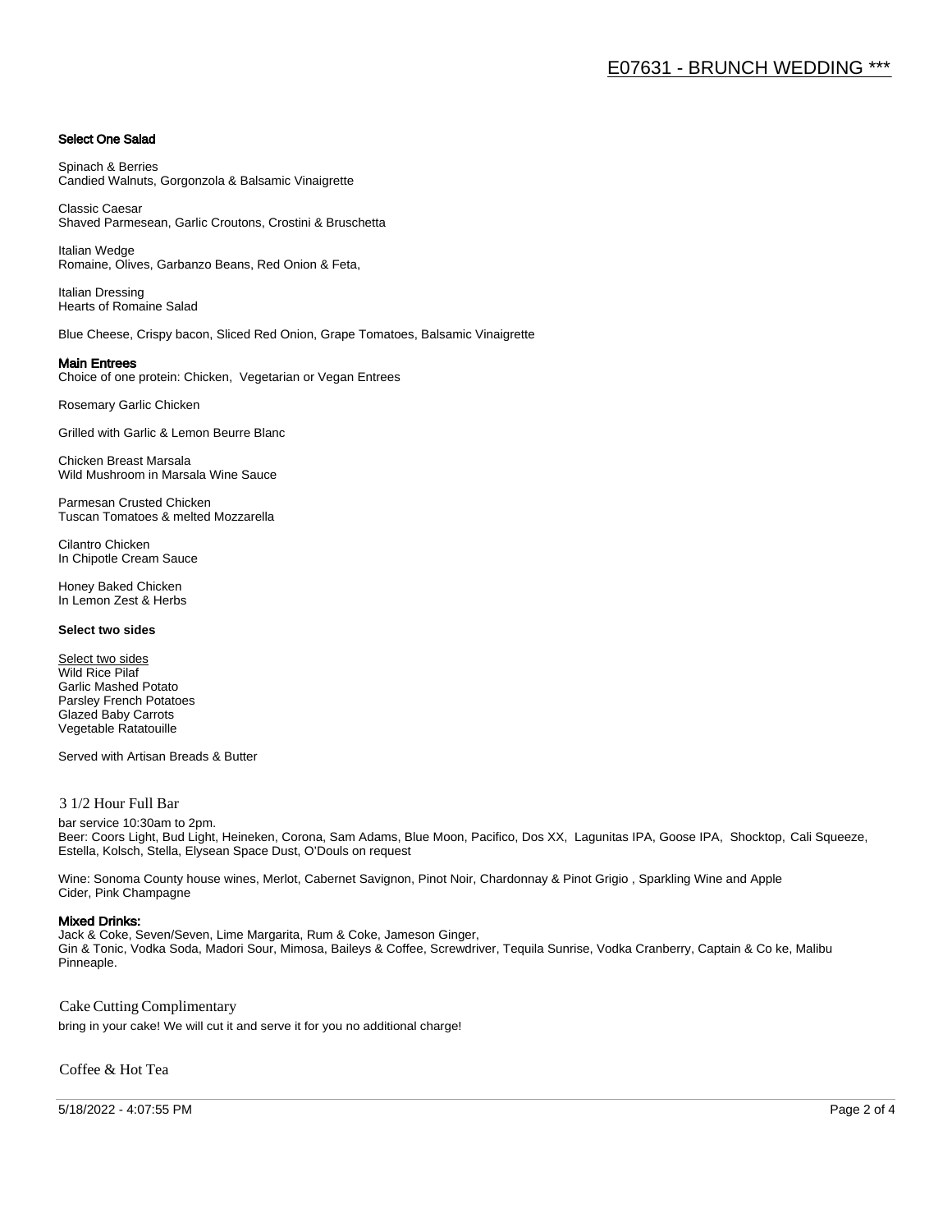# E07631 - BRUNCH WEDDING ***

### Select One Salad

Spinach & Berries
Candied Walnuts, Gorgonzola & Balsamic Vinaigrette

Classic Caesar
Shaved Parmesean, Garlic Croutons, Crostini & Bruschetta

Italian Wedge
Romaine, Olives, Garbanzo Beans, Red Onion & Feta,

Italian Dressing
Hearts of Romaine Salad

Blue Cheese, Crispy bacon, Sliced Red Onion, Grape Tomatoes, Balsamic Vinaigrette

### Main Entrees

Choice of one protein: Chicken, Vegetarian or Vegan Entrees

Rosemary Garlic Chicken

Grilled with Garlic & Lemon Beurre Blanc

Chicken Breast Marsala
Wild Mushroom in Marsala Wine Sauce

Parmesan Crusted Chicken
Tuscan Tomatoes & melted Mozzarella

Cilantro Chicken
In Chipotle Cream Sauce

Honey Baked Chicken
In Lemon Zest & Herbs

**Select two sides**

Select two sides
Wild Rice Pilaf
Garlic Mashed Potato
Parsley French Potatoes
Glazed Baby Carrots
Vegetable Ratatouille

Served with Artisan Breads & Butter

## 3 1/2 Hour Full Bar

bar service 10:30am to 2pm.
Beer: Coors Light, Bud Light, Heineken, Corona, Sam Adams, Blue Moon, Pacifico, Dos XX, Lagunitas IPA, Goose IPA, Shocktop, Cali Squeeze, Estella, Kolsch, Stella, Elysean Space Dust, O'Douls on request

Wine: Sonoma County house wines, Merlot, Cabernet Savignon, Pinot Noir, Chardonnay & Pinot Grigio , Sparkling Wine and Apple Cider, Pink Champagne

### Mixed Drinks:

Jack & Coke, Seven/Seven, Lime Margarita, Rum & Coke, Jameson Ginger,
Gin & Tonic, Vodka Soda, Madori Sour, Mimosa, Baileys & Coffee, Screwdriver, Tequila Sunrise, Vodka Cranberry, Captain & Co ke, Malibu Pinneaple.

## Cake Cutting Complimentary

bring in your cake! We will cut it and serve it for you no additional charge!

## Coffee & Hot Tea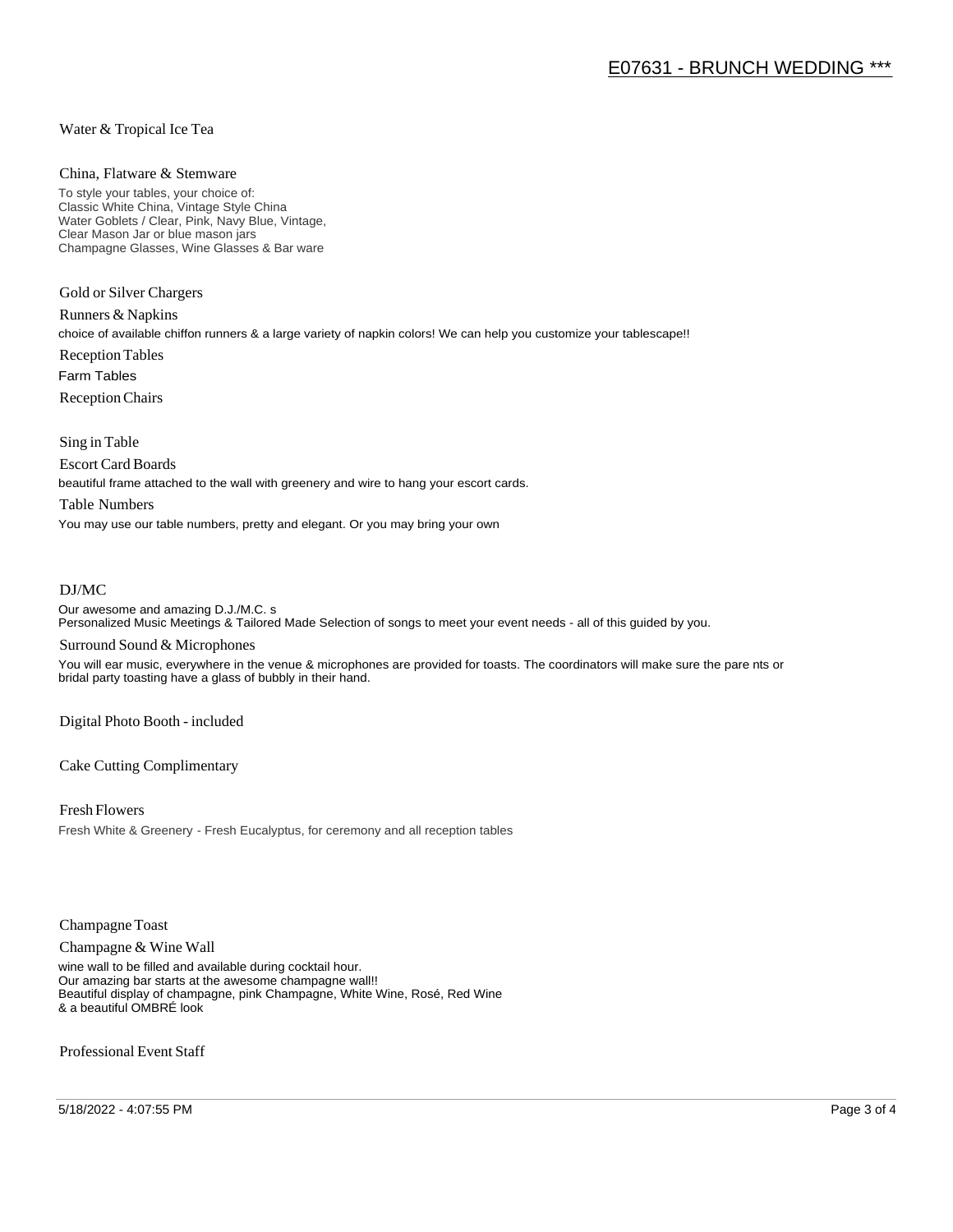Water & Tropical Ice Tea

### China, Flatware & Stemware

To style your tables, your choice of:
Classic White China, Vintage Style China
Water Goblets / Clear, Pink, Navy Blue, Vintage,
Clear Mason Jar or blue mason jars
Champagne Glasses, Wine Glasses & Bar ware

### Gold or Silver Chargers

### Runners & Napkins

choice of available chiffon runners & a large variety of napkin colors! We can help you customize your tablescape!!

### Reception Tables

Farm Tables

### Reception Chairs

### Sing in Table

### Escort Card Boards

beautiful frame attached to the wall with greenery and wire to hang your escort cards.

### Table Numbers

You may use our table numbers, pretty and elegant. Or you may bring your own

### DJ/MC

Our awesome and amazing D.J./M.C. s
Personalized Music Meetings & Tailored Made Selection of songs to meet your event needs - all of this guided by you.

### Surround Sound & Microphones

You will ear music, everywhere in the venue & microphones are provided for toasts. The coordinators will make sure the pare nts or bridal party toasting have a glass of bubbly in their hand.

### Digital Photo Booth - included

### Cake Cutting Complimentary

### Fresh Flowers

Fresh White & Greenery - Fresh Eucalyptus, for ceremony and all reception tables

### Champagne Toast

### Champagne & Wine Wall

wine wall to be filled and available during cocktail hour.
Our amazing bar starts at the awesome champagne wall!!
Beautiful display of champagne, pink Champagne, White Wine, Rosé, Red Wine
& a beautiful OMBRÉ look

### Professional Event Staff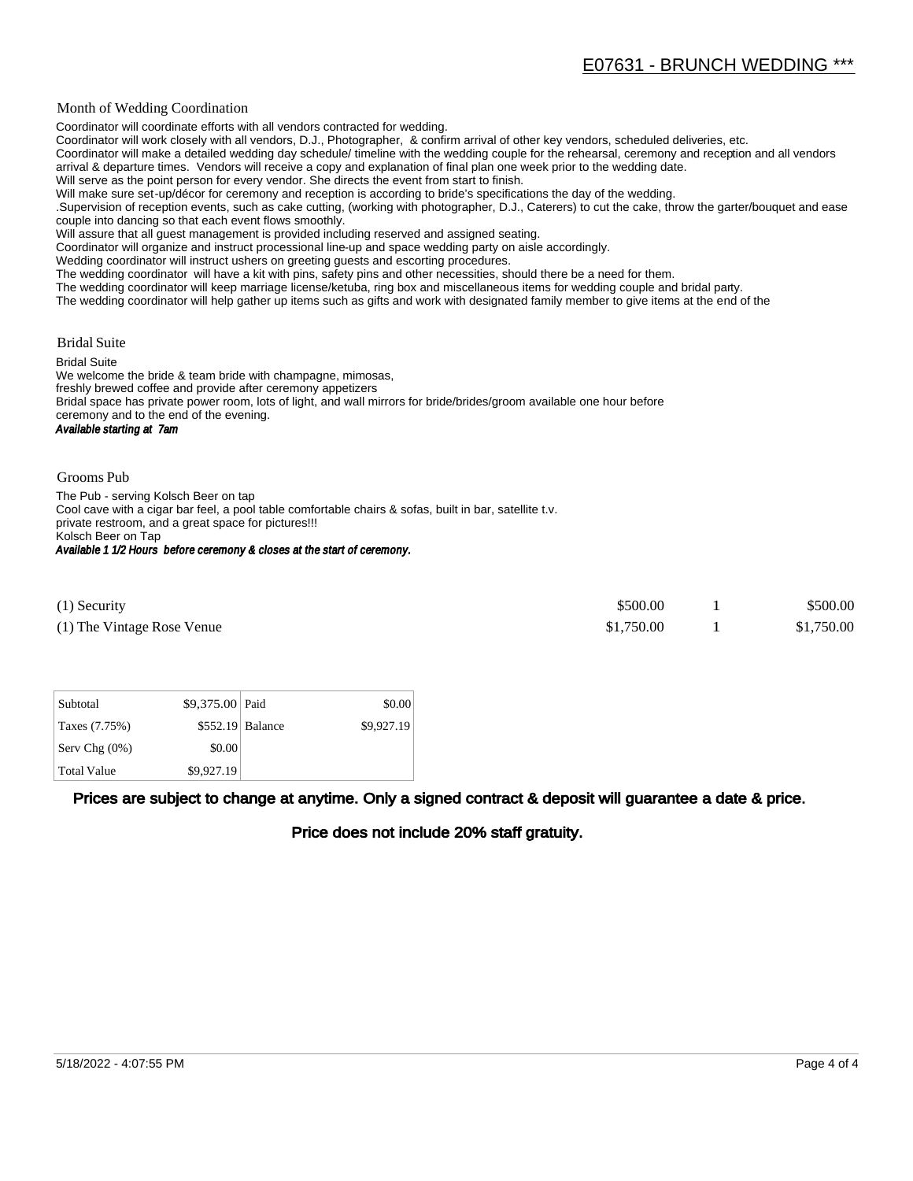## Month of Wedding Coordination

Coordinator will coordinate efforts with all vendors contracted for wedding.
Coordinator will work closely with all vendors, D.J., Photographer, & confirm arrival of other key vendors, scheduled deliveries, etc.
Coordinator will make a detailed wedding day schedule/ timeline with the wedding couple for the rehearsal, ceremony and reception and all vendors arrival & departure times. Vendors will receive a copy and explanation of final plan one week prior to the wedding date.
Will serve as the point person for every vendor. She directs the event from start to finish.
Will make sure set-up/décor for ceremony and reception is according to bride's specifications the day of the wedding.
.Supervision of reception events, such as cake cutting, (working with photographer, D.J., Caterers) to cut the cake, throw the garter/bouquet and ease couple into dancing so that each event flows smoothly.
Will assure that all guest management is provided including reserved and assigned seating.
Coordinator will organize and instruct processional line-up and space wedding party on aisle accordingly.
Wedding coordinator will instruct ushers on greeting guests and escorting procedures.
The wedding coordinator will have a kit with pins, safety pins and other necessities, should there be a need for them.
The wedding coordinator will keep marriage license/ketuba, ring box and miscellaneous items for wedding couple and bridal party.
The wedding coordinator will help gather up items such as gifts and work with designated family member to give items at the end of the

## Bridal Suite

Bridal Suite
We welcome the bride & team bride with champagne, mimosas,
freshly brewed coffee and provide after ceremony appetizers
Bridal space has private power room, lots of light, and wall mirrors for bride/brides/groom available one hour before ceremony and to the end of the evening.
***Available starting at 7am***

## Grooms Pub

The Pub - serving Kolsch Beer on tap
Cool cave with a cigar bar feel, a pool table comfortable chairs & sofas, built in bar, satellite t.v.
private restroom, and a great space for pictures!!!
Kolsch Beer on Tap
***Available 1 1/2 Hours before ceremony & closes at the start of ceremony.***

| | | | |
|---|---|---|---|
| (1) Security | $500.00 | 1 | $500.00 |
| (1) The Vintage Rose Venue | $1,750.00 | 1 | $1,750.00 |

| | | | |
|---|---|---|---|
| Subtotal | $9,375.00 | Paid | $0.00 |
| Taxes (7.75%) | $552.19 | Balance | $9,927.19 |
| Serv Chg (0%) | $0.00 | | |
| Total Value | $9,927.19 | | |

**Prices are subject to change at anytime. Only a signed contract & deposit will guarantee a date & price.**

**Price does not include 20% staff gratuity.**